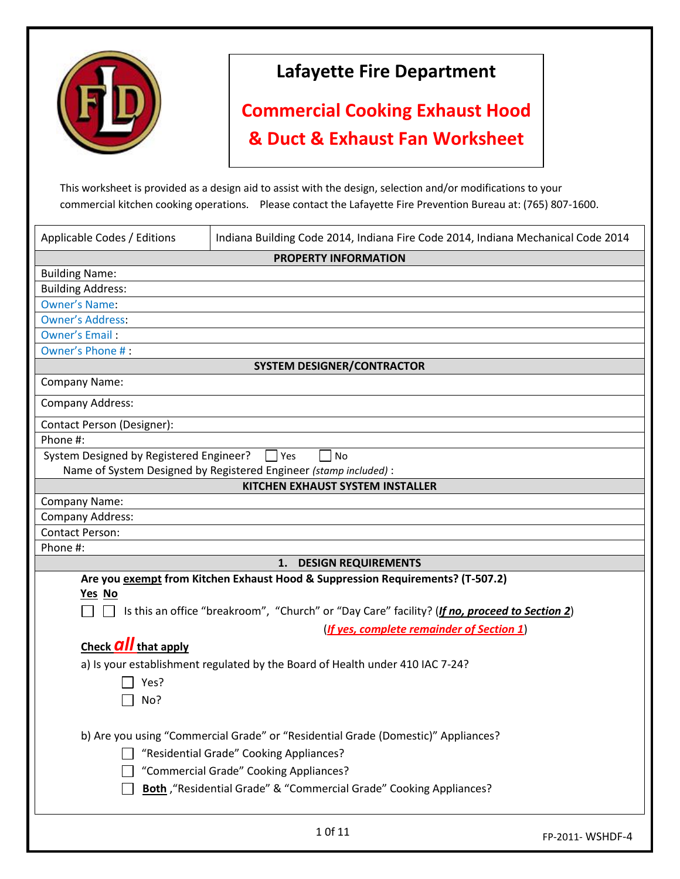# Lafayette Fire Department

## Commercial Cooking Exhaust Hood & Duct & Exhaust Fan Worksheet

This worksheet is provided as a design aid to assist with the design, selection and/or modifications to your commercial kitchen cooking operations. Please contact the Lafayette Fire Prevention Bureau at: (765) 807-1600.

| Applicable Codes / Editions | Indiana Building Code 2014, Indiana Fire Code 2014, Indiana Mechanical Code 2014 |
|---|---|

**PROPERTY INFORMATION**

Building Name:

Building Address:

Owner's Name:

Owner's Address:

Owner's Email :

Owner's Phone # :

**SYSTEM DESIGNER/CONTRACTOR**

Company Name:

Company Address:

Contact Person (Designer):

Phone #:

System Designed by Registered Engineer? ☐ Yes ☐ No

Name of System Designed by Registered Engineer *(stamp included)* :

**KITCHEN EXHAUST SYSTEM INSTALLER**

Company Name:

Company Address:

Contact Person:

Phone #:

## 1. DESIGN REQUIREMENTS

**Are you exempt from Kitchen Exhaust Hood & Suppression Requirements? (T-507.2)**

**Yes No**

☐ ☐ Is this an office "breakroom", "Church" or "Day Care" facility? (***If no, proceed to Section 2***)

(***If yes, complete remainder of Section 1***)

**Check *all* that apply**

a) Is your establishment regulated by the Board of Health under 410 IAC 7-24?

☐ Yes?

☐ No?

b) Are you using "Commercial Grade" or "Residential Grade (Domestic)" Appliances?

☐ "Residential Grade" Cooking Appliances?

☐ "Commercial Grade" Cooking Appliances?

☐ **Both** ,"Residential Grade" & "Commercial Grade" Cooking Appliances?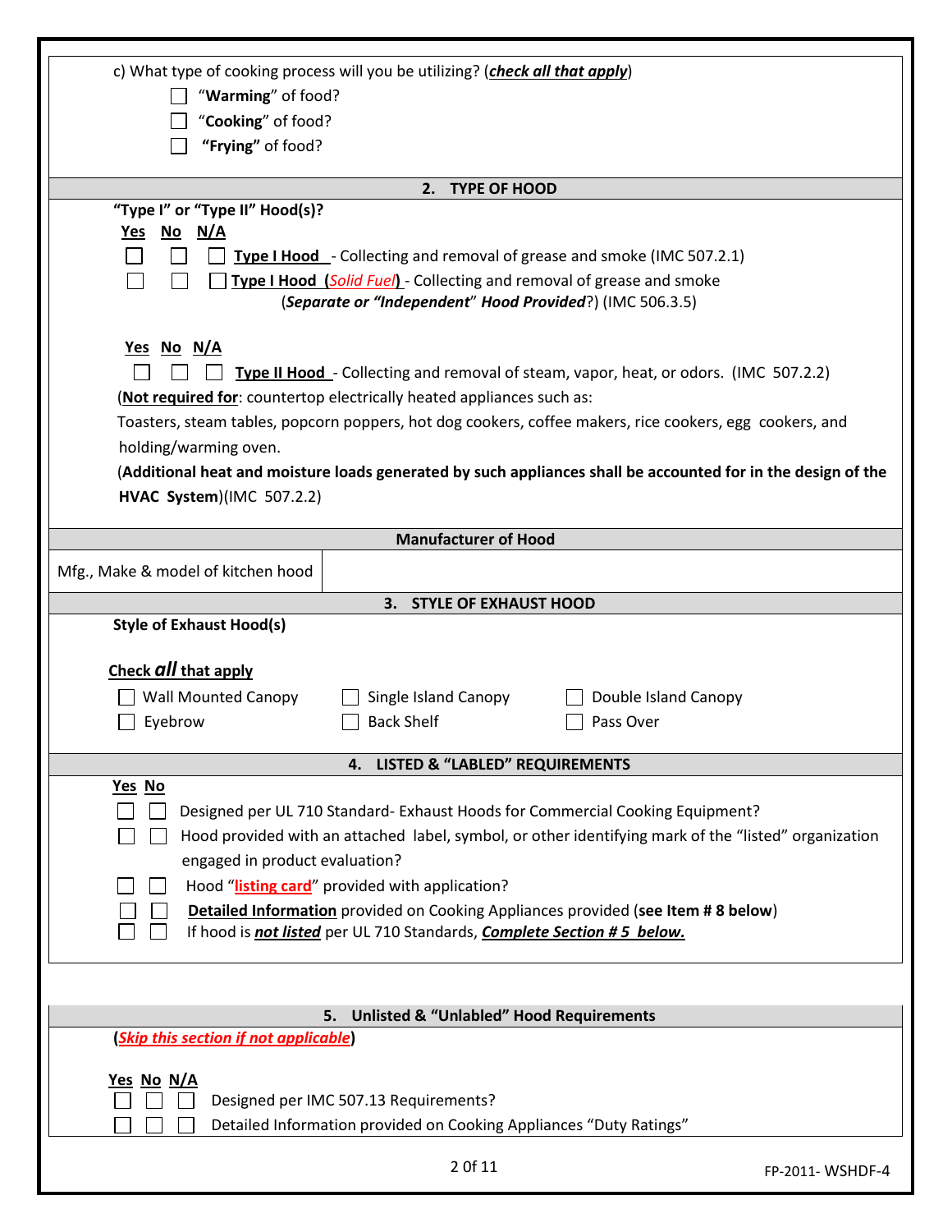c) What type of cooking process will you be utilizing? (***check all that apply***)

- ☐ "**Warming**" of food?
- ☐ "**Cooking**" of food?
- ☐ "**Frying**" of food?

## 2. TYPE OF HOOD

**"Type I" or "Type II" Hood(s)?**

| Yes | No | N/A | |
|---|---|---|---|
| ☐ | ☐ | ☐ | **Type I Hood** - Collecting and removal of grease and smoke (IMC 507.2.1) |
| ☐ | ☐ | ☐ | **Type I Hood** (*Solid Fuel*) - Collecting and removal of grease and smoke (***Separate or "Independent" Hood Provided***?) (IMC 506.3.5) |

| Yes | No | N/A | |
|---|---|---|---|
| ☐ | ☐ | ☐ | **Type II Hood** - Collecting and removal of steam, vapor, heat, or odors. (IMC 507.2.2) |

(**Not required for**: countertop electrically heated appliances such as:
Toasters, steam tables, popcorn poppers, hot dog cookers, coffee makers, rice cookers, egg cookers, and holding/warming oven.
(**Additional heat and moisture loads generated by such appliances shall be accounted for in the design of the HVAC System**)(IMC 507.2.2)

## Manufacturer of Hood

| Mfg., Make & model of kitchen hood | |
|---|---|

## 3. STYLE OF EXHAUST HOOD

**Style of Exhaust Hood(s)**

**Check *all* that apply**

| | | |
|---|---|---|
| ☐ Wall Mounted Canopy | ☐ Single Island Canopy | ☐ Double Island Canopy |
| ☐ Eyebrow | ☐ Back Shelf | ☐ Pass Over |

## 4. LISTED & "LABLED" REQUIREMENTS

| Yes | No | |
|---|---|---|
| ☐ | ☐ | Designed per UL 710 Standard- Exhaust Hoods for Commercial Cooking Equipment? |
| ☐ | ☐ | Hood provided with an attached label, symbol, or other identifying mark of the "listed" organization engaged in product evaluation? |
| ☐ | ☐ | Hood "**listing card**" provided with application? |
| ☐ | ☐ | **Detailed Information** provided on Cooking Appliances provided (**see Item # 8 below**) |
| ☐ | ☐ | If hood is ***not listed*** per UL 710 Standards, ***Complete Section # 5 below.*** |

## 5. Unlisted & "Unlabled" Hood Requirements

(***Skip this section if not applicable***)

| Yes | No | N/A | |
|---|---|---|---|
| ☐ | ☐ | ☐ | Designed per IMC 507.13 Requirements? |
| ☐ | ☐ | ☐ | Detailed Information provided on Cooking Appliances "Duty Ratings" |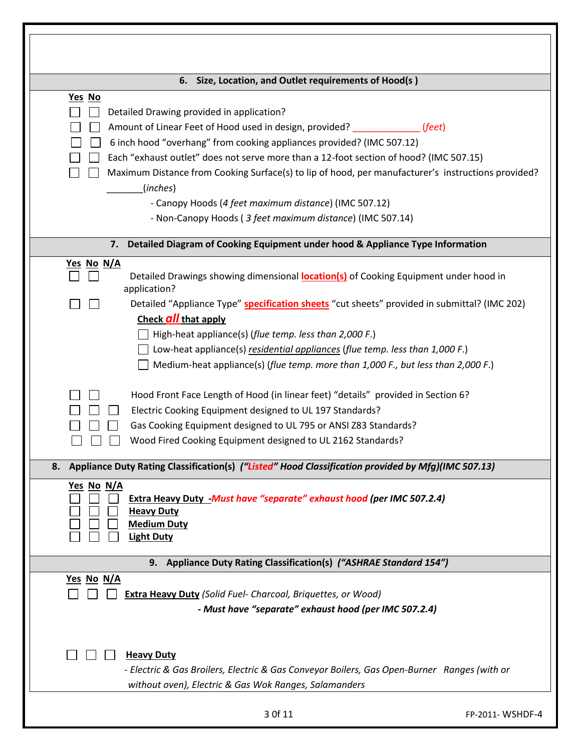## 6. Size, Location, and Outlet requirements of Hood(s )

**Yes No**

☐ ☐ Detailed Drawing provided in application?

☐ ☐ Amount of Linear Feet of Hood used in design, provided? _____________ (*feet*)

☐ ☐ 6 inch hood "overhang" from cooking appliances provided? (IMC 507.12)

☐ ☐ Each "exhaust outlet" does not serve more than a 12-foot section of hood? (IMC 507.15)

☐ ☐ Maximum Distance from Cooking Surface(s) to lip of hood, per manufacturer's instructions provided? _______(*inches*)

- Canopy Hoods (*4 feet maximum distance*) (IMC 507.12)
- Non-Canopy Hoods ( *3 feet maximum distance*) (IMC 507.14)

## 7. Detailed Diagram of Cooking Equipment under hood & Appliance Type Information

**Yes No N/A**

☐ ☐ Detailed Drawings showing dimensional **location(s)** of Cooking Equipment under hood in application?

☐ ☐ Detailed "Appliance Type" **specification sheets** "cut sheets" provided in submittal? (IMC 202)

**Check *all* that apply**

☐ High-heat appliance(s) (*flue temp. less than 2,000 F.*)

☐ Low-heat appliance(s) *residential appliances* (*flue temp. less than 1,000 F.*)

☐ Medium-heat appliance(s) (*flue temp. more than 1,000 F., but less than 2,000 F.*)

☐ ☐ Hood Front Face Length of Hood (in linear feet) "details" provided in Section 6?

☐ ☐ ☐ Electric Cooking Equipment designed to UL 197 Standards?

☐ ☐ ☐ Gas Cooking Equipment designed to UL 795 or ANSI Z83 Standards?

☐ ☐ ☐ Wood Fired Cooking Equipment designed to UL 2162 Standards?

## 8. Appliance Duty Rating Classification(s) *("Listed" Hood Classification provided by Mfg)(IMC 507.13)*

**Yes No N/A**

☐ ☐ ☐ **Extra Heavy Duty** -*Must have "separate" exhaust hood* ***(per IMC 507.2.4)***

☐ ☐ ☐ **Heavy Duty**

☐ ☐ ☐ **Medium Duty**

☐ ☐ ☐ **Light Duty**

## 9. Appliance Duty Rating Classification(s) *("ASHRAE Standard 154")*

**Yes No N/A**

☐ ☐ ☐ **Extra Heavy Duty** (*Solid Fuel- Charcoal, Briquettes, or Wood*)

***- Must have "separate" exhaust hood (per IMC 507.2.4)***

☐ ☐ ☐ **Heavy Duty**

*- Electric & Gas Broilers, Electric & Gas Conveyor Boilers, Gas Open-Burner Ranges (with or without oven), Electric & Gas Wok Ranges, Salamanders*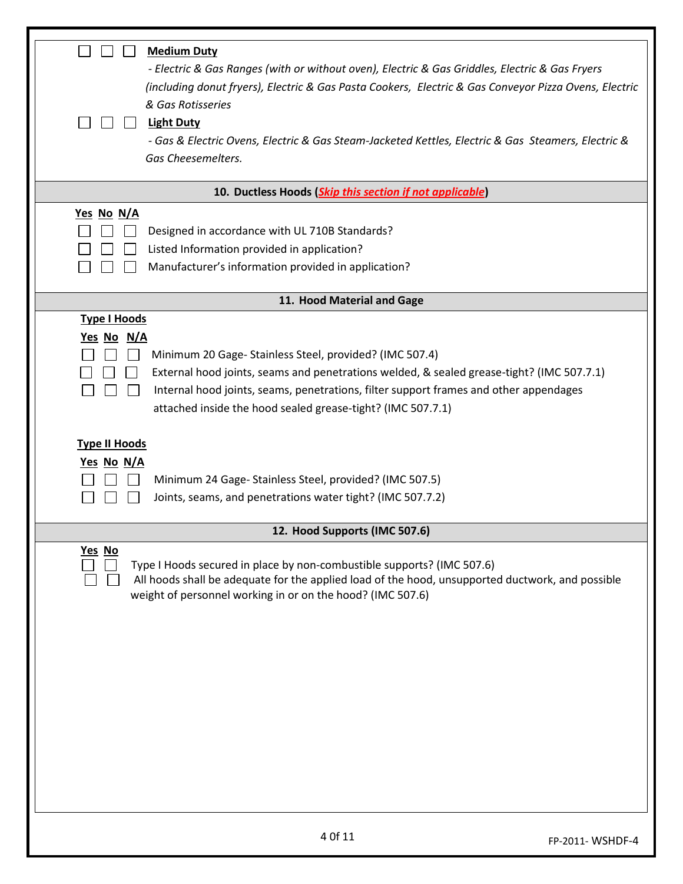☐ ☐ ☐ **Medium Duty**

*- Electric & Gas Ranges (with or without oven), Electric & Gas Griddles, Electric & Gas Fryers (including donut fryers), Electric & Gas Pasta Cookers, Electric & Gas Conveyor Pizza Ovens, Electric & Gas Rotisseries*

☐ ☐ ☐ **Light Duty**

*- Gas & Electric Ovens, Electric & Gas Steam-Jacketed Kettles, Electric & Gas Steamers, Electric & Gas Cheesemelters.*

## 10. Ductless Hoods (*Skip this section if not applicable*)

| Yes | No | N/A | |
|---|---|---|---|
| ☐ | ☐ | ☐ | Designed in accordance with UL 710B Standards? |
| ☐ | ☐ | ☐ | Listed Information provided in application? |
| ☐ | ☐ | ☐ | Manufacturer's information provided in application? |

## 11. Hood Material and Gage

**Type I Hoods**

| Yes | No | N/A | |
|---|---|---|---|
| ☐ | ☐ | ☐ | Minimum 20 Gage- Stainless Steel, provided? (IMC 507.4) |
| ☐ | ☐ | ☐ | External hood joints, seams and penetrations welded, & sealed grease-tight? (IMC 507.7.1) |
| ☐ | ☐ | ☐ | Internal hood joints, seams, penetrations, filter support frames and other appendages attached inside the hood sealed grease-tight? (IMC 507.7.1) |

**Type II Hoods**

| Yes | No | N/A | |
|---|---|---|---|
| ☐ | ☐ | ☐ | Minimum 24 Gage- Stainless Steel, provided? (IMC 507.5) |
| ☐ | ☐ | ☐ | Joints, seams, and penetrations water tight? (IMC 507.7.2) |

## 12. Hood Supports (IMC 507.6)

| Yes | No | |
|---|---|---|
| ☐ | ☐ | Type I Hoods secured in place by non-combustible supports? (IMC 507.6) |
| ☐ | ☐ | All hoods shall be adequate for the applied load of the hood, unsupported ductwork, and possible weight of personnel working in or on the hood? (IMC 507.6) |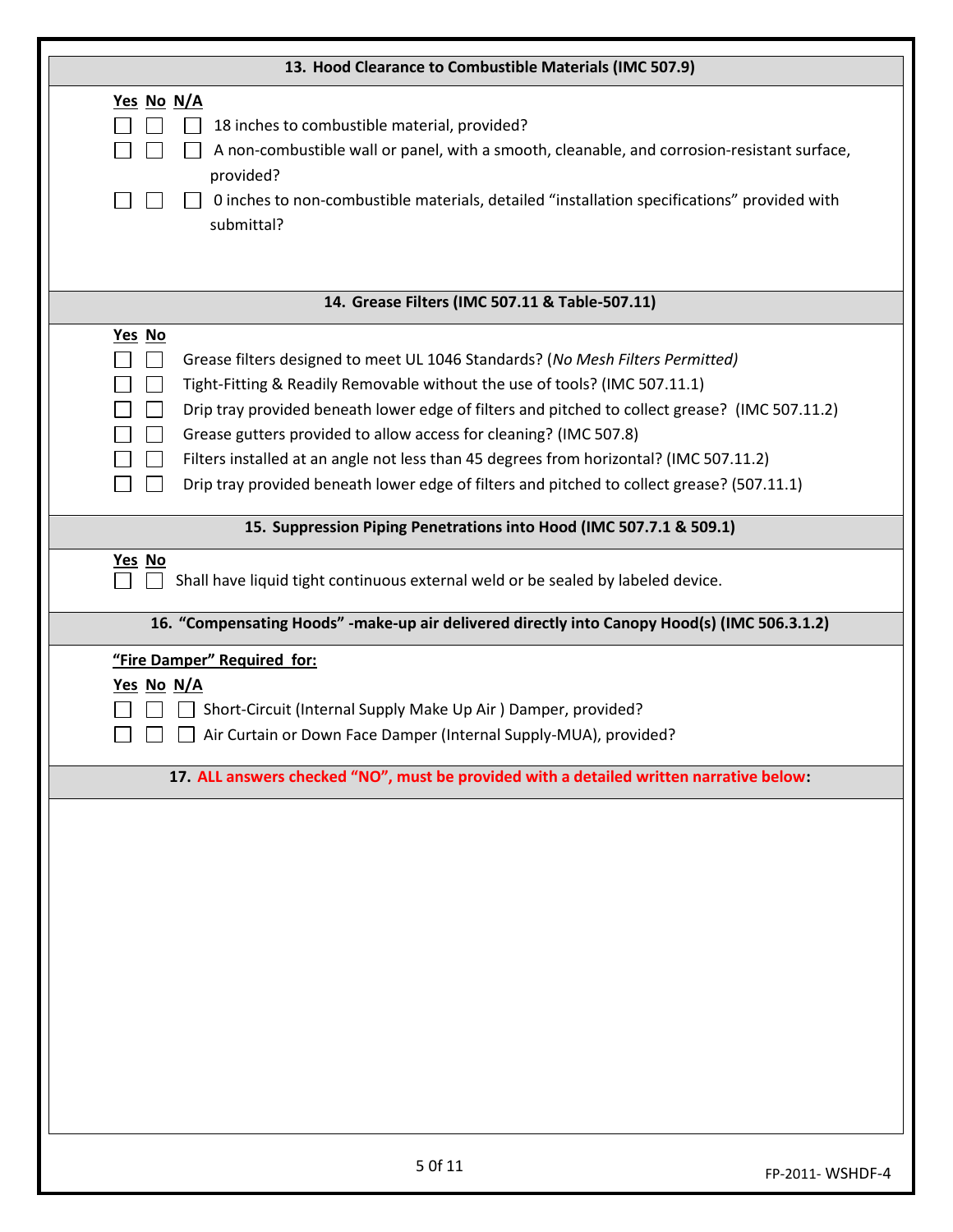## 13. Hood Clearance to Combustible Materials (IMC 507.9)

| Yes | No | N/A | |
|---|---|---|---|
| ☐ | ☐ | ☐ | 18 inches to combustible material, provided? |
| ☐ | ☐ | ☐ | A non-combustible wall or panel, with a smooth, cleanable, and corrosion-resistant surface, provided? |
| ☐ | ☐ | ☐ | 0 inches to non-combustible materials, detailed "installation specifications" provided with submittal? |

## 14. Grease Filters (IMC 507.11 & Table-507.11)

| Yes | No | |
|---|---|---|
| ☐ | ☐ | Grease filters designed to meet UL 1046 Standards? (*No Mesh Filters Permitted)* |
| ☐ | ☐ | Tight-Fitting & Readily Removable without the use of tools? (IMC 507.11.1) |
| ☐ | ☐ | Drip tray provided beneath lower edge of filters and pitched to collect grease? (IMC 507.11.2) |
| ☐ | ☐ | Grease gutters provided to allow access for cleaning? (IMC 507.8) |
| ☐ | ☐ | Filters installed at an angle not less than 45 degrees from horizontal? (IMC 507.11.2) |
| ☐ | ☐ | Drip tray provided beneath lower edge of filters and pitched to collect grease? (507.11.1) |

## 15. Suppression Piping Penetrations into Hood (IMC 507.7.1 & 509.1)

| Yes | No | |
|---|---|---|
| ☐ | ☐ | Shall have liquid tight continuous external weld or be sealed by labeled device. |

## 16. "Compensating Hoods" -make-up air delivered directly into Canopy Hood(s) (IMC 506.3.1.2)

**"Fire Damper" Required for:**

| Yes | No | N/A | |
|---|---|---|---|
| ☐ | ☐ | ☐ | Short-Circuit (Internal Supply Make Up Air ) Damper, provided? |
| ☐ | ☐ | ☐ | Air Curtain or Down Face Damper (Internal Supply-MUA), provided? |

## 17. ALL answers checked "NO", must be provided with a detailed written narrative below: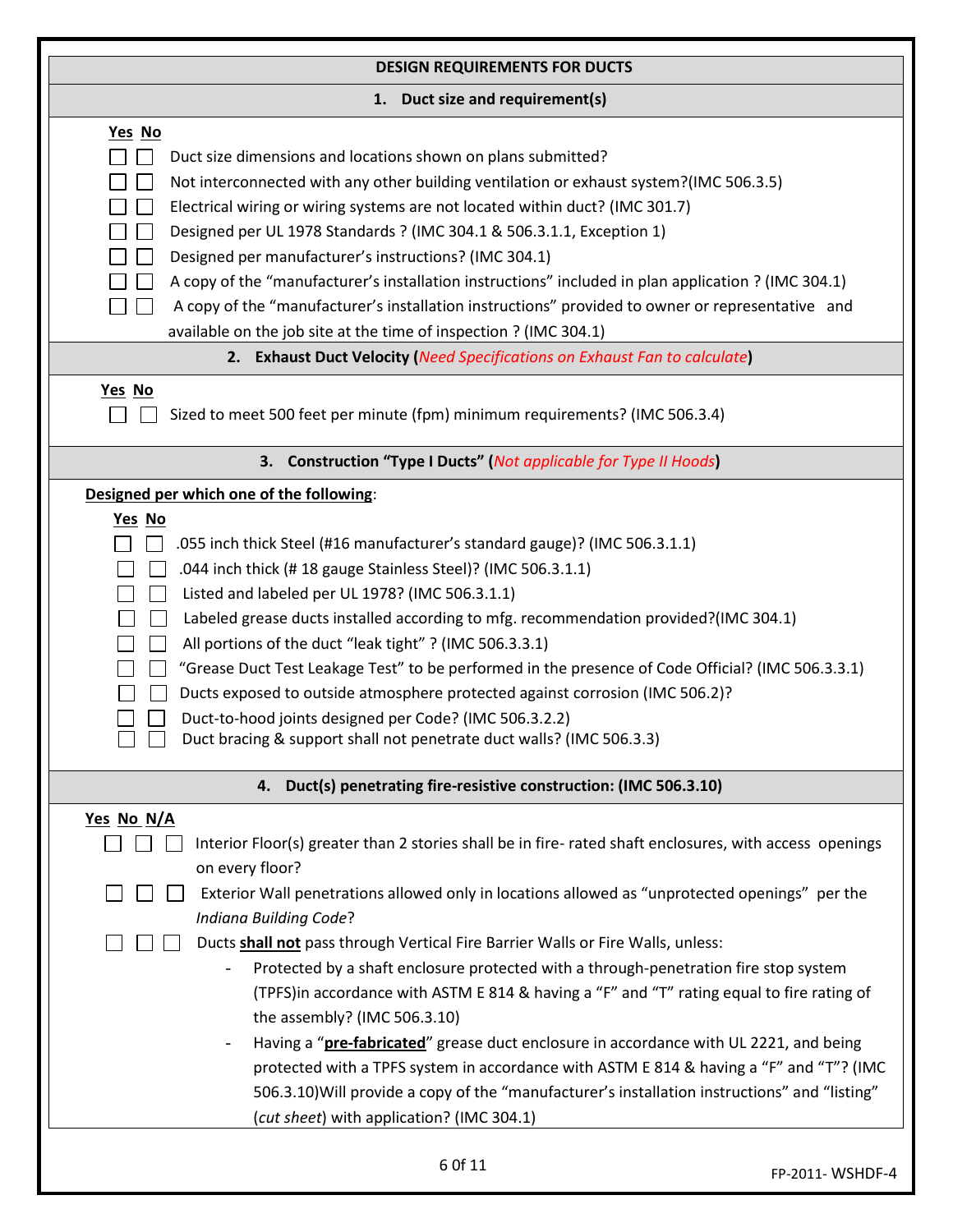## DESIGN REQUIREMENTS FOR DUCTS

### 1. Duct size and requirement(s)

**Yes No**

- ☐ ☐ Duct size dimensions and locations shown on plans submitted?
- ☐ ☐ Not interconnected with any other building ventilation or exhaust system?(IMC 506.3.5)
- ☐ ☐ Electrical wiring or wiring systems are not located within duct? (IMC 301.7)
- ☐ ☐ Designed per UL 1978 Standards ? (IMC 304.1 & 506.3.1.1, Exception 1)
- ☐ ☐ Designed per manufacturer's instructions? (IMC 304.1)
- ☐ ☐ A copy of the "manufacturer's installation instructions" included in plan application ? (IMC 304.1)
- ☐ ☐ A copy of the "manufacturer's installation instructions" provided to owner or representative and available on the job site at the time of inspection ? (IMC 304.1)

### 2. Exhaust Duct Velocity (*Need Specifications on Exhaust Fan to calculate*)

**Yes No**

- ☐ ☐ Sized to meet 500 feet per minute (fpm) minimum requirements? (IMC 506.3.4)

### 3. Construction "Type I Ducts" (*Not applicable for Type II Hoods*)

**Designed per which one of the following**:

**Yes No**

- ☐ ☐ .055 inch thick Steel (#16 manufacturer's standard gauge)? (IMC 506.3.1.1)
- ☐ ☐ .044 inch thick (# 18 gauge Stainless Steel)? (IMC 506.3.1.1)
- ☐ ☐ Listed and labeled per UL 1978? (IMC 506.3.1.1)
- ☐ ☐ Labeled grease ducts installed according to mfg. recommendation provided?(IMC 304.1)
- ☐ ☐ All portions of the duct "leak tight" ? (IMC 506.3.3.1)
- ☐ ☐ "Grease Duct Test Leakage Test" to be performed in the presence of Code Official? (IMC 506.3.3.1)
- ☐ ☐ Ducts exposed to outside atmosphere protected against corrosion (IMC 506.2)?
- ☐ ☐ Duct-to-hood joints designed per Code? (IMC 506.3.2.2)
- ☐ ☐ Duct bracing & support shall not penetrate duct walls? (IMC 506.3.3)

### 4. Duct(s) penetrating fire-resistive construction: (IMC 506.3.10)

**Yes No N/A**

- ☐ ☐ ☐ Interior Floor(s) greater than 2 stories shall be in fire- rated shaft enclosures, with access openings on every floor?
- ☐ ☐ ☐ Exterior Wall penetrations allowed only in locations allowed as "unprotected openings" per the *Indiana Building Code*?
- ☐ ☐ ☐ Ducts **shall not** pass through Vertical Fire Barrier Walls or Fire Walls, unless:
  - Protected by a shaft enclosure protected with a through-penetration fire stop system (TPFS)in accordance with ASTM E 814 & having a "F" and "T" rating equal to fire rating of the assembly? (IMC 506.3.10)
  - Having a "**pre-fabricated**" grease duct enclosure in accordance with UL 2221, and being protected with a TPFS system in accordance with ASTM E 814 & having a "F" and "T"? (IMC 506.3.10)Will provide a copy of the "manufacturer's installation instructions" and "listing" (*cut sheet*) with application? (IMC 304.1)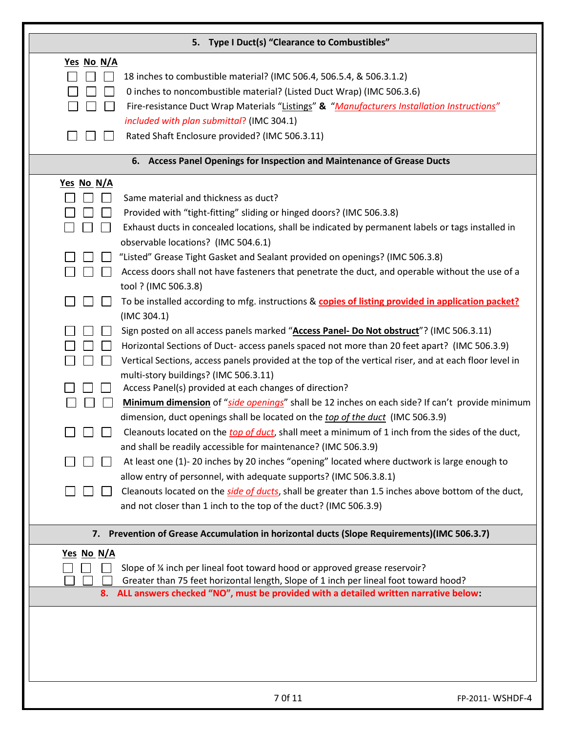## 5. Type I Duct(s) "Clearance to Combustibles"

| Yes | No | N/A | |
|---|---|---|---|
| ☐ | ☐ | ☐ | 18 inches to combustible material? (IMC 506.4, 506.5.4, & 506.3.1.2) |
| ☐ | ☐ | ☐ | 0 inches to noncombustible material? (Listed Duct Wrap) (IMC 506.3.6) |
| ☐ | ☐ | ☐ | Fire-resistance Duct Wrap Materials "Listings" **&** "*Manufacturers Installation Instructions" included with plan submittal*? (IMC 304.1) |
| ☐ | ☐ | ☐ | Rated Shaft Enclosure provided? (IMC 506.3.11) |

## 6. Access Panel Openings for Inspection and Maintenance of Grease Ducts

| Yes | No | N/A | |
|---|---|---|---|
| ☐ | ☐ | ☐ | Same material and thickness as duct? |
| ☐ | ☐ | ☐ | Provided with "tight-fitting" sliding or hinged doors? (IMC 506.3.8) |
| ☐ | ☐ | ☐ | Exhaust ducts in concealed locations, shall be indicated by permanent labels or tags installed in observable locations? (IMC 504.6.1) |
| ☐ | ☐ | ☐ | "Listed" Grease Tight Gasket and Sealant provided on openings? (IMC 506.3.8) |
| ☐ | ☐ | ☐ | Access doors shall not have fasteners that penetrate the duct, and operable without the use of a tool ? (IMC 506.3.8) |
| ☐ | ☐ | ☐ | To be installed according to mfg. instructions & **copies of listing provided in application packet?** (IMC 304.1) |
| ☐ | ☐ | ☐ | Sign posted on all access panels marked "**Access Panel- Do Not obstruct**"? (IMC 506.3.11) |
| ☐ | ☐ | ☐ | Horizontal Sections of Duct- access panels spaced not more than 20 feet apart? (IMC 506.3.9) |
| ☐ | ☐ | ☐ | Vertical Sections, access panels provided at the top of the vertical riser, and at each floor level in multi-story buildings? (IMC 506.3.11) |
| ☐ | ☐ | ☐ | Access Panel(s) provided at each changes of direction? |
| ☐ | ☐ | ☐ | **Minimum dimension** of "*side openings*" shall be 12 inches on each side? If can't provide minimum dimension, duct openings shall be located on the *top of the duct* (IMC 506.3.9) |
| ☐ | ☐ | ☐ | Cleanouts located on the *top of duct*, shall meet a minimum of 1 inch from the sides of the duct, and shall be readily accessible for maintenance? (IMC 506.3.9) |
| ☐ | ☐ | ☐ | At least one (1)- 20 inches by 20 inches "opening" located where ductwork is large enough to allow entry of personnel, with adequate supports? (IMC 506.3.8.1) |
| ☐ | ☐ | ☐ | Cleanouts located on the *side of ducts*, shall be greater than 1.5 inches above bottom of the duct, and not closer than 1 inch to the top of the duct? (IMC 506.3.9) |

## 7. Prevention of Grease Accumulation in horizontal ducts (Slope Requirements)(IMC 506.3.7)

| Yes | No | N/A | |
|---|---|---|---|
| ☐ | ☐ | ☐ | Slope of ¼ inch per lineal foot toward hood or approved grease reservoir? |
| ☐ | ☐ | ☐ | Greater than 75 feet horizontal length, Slope of 1 inch per lineal foot toward hood? |

## 8. ALL answers checked "NO", must be provided with a detailed written narrative below:

FP-2011- WSHDF-4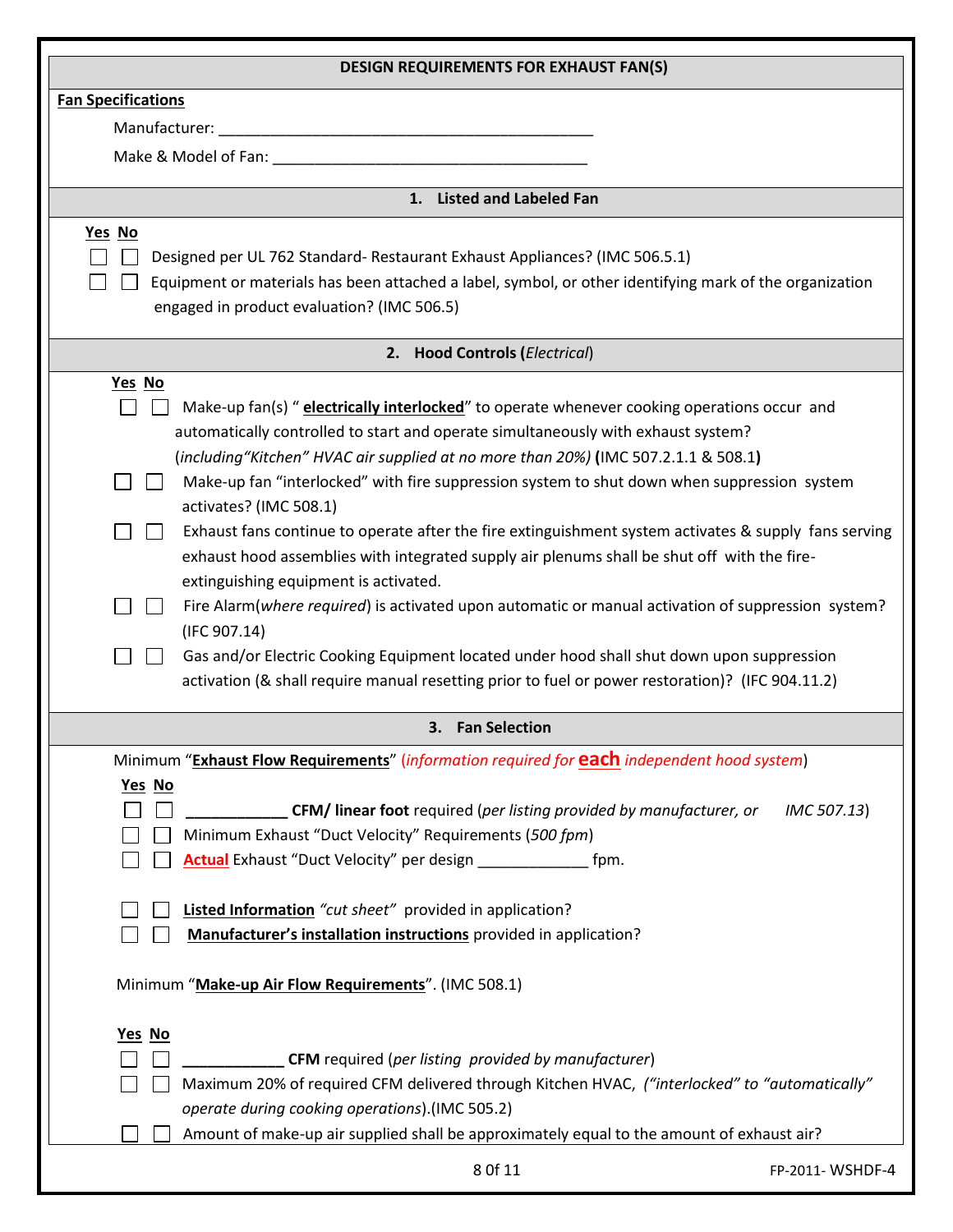## DESIGN REQUIREMENTS FOR EXHAUST FAN(S)

**Fan Specifications**

Manufacturer: ___________________________________________

Make & Model of Fan: ____________________________________

### 1. Listed and Labeled Fan

| Yes | No | |
|---|---|---|
| ☐ | ☐ | Designed per UL 762 Standard- Restaurant Exhaust Appliances? (IMC 506.5.1) |
| ☐ | ☐ | Equipment or materials has been attached a label, symbol, or other identifying mark of the organization engaged in product evaluation? (IMC 506.5) |

### 2. Hood Controls (*Electrical*)

| Yes | No | |
|---|---|---|
| ☐ | ☐ | Make-up fan(s) "**electrically interlocked**" to operate whenever cooking operations occur and automatically controlled to start and operate simultaneously with exhaust system? (*including"Kitchen" HVAC air supplied at no more than 20%)* **(**IMC 507.2.1.1 & 508.1**)** |
| ☐ | ☐ | Make-up fan "interlocked" with fire suppression system to shut down when suppression system activates? (IMC 508.1) |
| ☐ | ☐ | Exhaust fans continue to operate after the fire extinguishment system activates & supply fans serving exhaust hood assemblies with integrated supply air plenums shall be shut off with the fire-extinguishing equipment is activated. |
| ☐ | ☐ | Fire Alarm(*where required*) is activated upon automatic or manual activation of suppression system? (IFC 907.14) |
| ☐ | ☐ | Gas and/or Electric Cooking Equipment located under hood shall shut down upon suppression activation (& shall require manual resetting prior to fuel or power restoration)? (IFC 904.11.2) |

### 3. Fan Selection

Minimum "**Exhaust Flow Requirements**" (*information required for* **each** *independent hood system*)

| Yes | No | |
|---|---|---|
| ☐ | ☐ | **___________ CFM/ linear foot** required (*per listing provided by manufacturer, or IMC 507.13*) |
| ☐ | ☐ | Minimum Exhaust "Duct Velocity" Requirements (*500 fpm*) |
| ☐ | ☐ | **Actual** Exhaust "Duct Velocity" per design ____________ fpm. |
| ☐ | ☐ | **Listed Information** *"cut sheet"* provided in application? |
| ☐ | ☐ | **Manufacturer's installation instructions** provided in application? |

Minimum "**Make-up Air Flow Requirements**". (IMC 508.1)

| Yes | No | |
|---|---|---|
| ☐ | ☐ | **___________ CFM** required (*per listing provided by manufacturer*) |
| ☐ | ☐ | Maximum 20% of required CFM delivered through Kitchen HVAC, *("interlocked" to "automatically" operate during cooking operations)*.(IMC 505.2) |
| ☐ | ☐ | Amount of make-up air supplied shall be approximately equal to the amount of exhaust air? |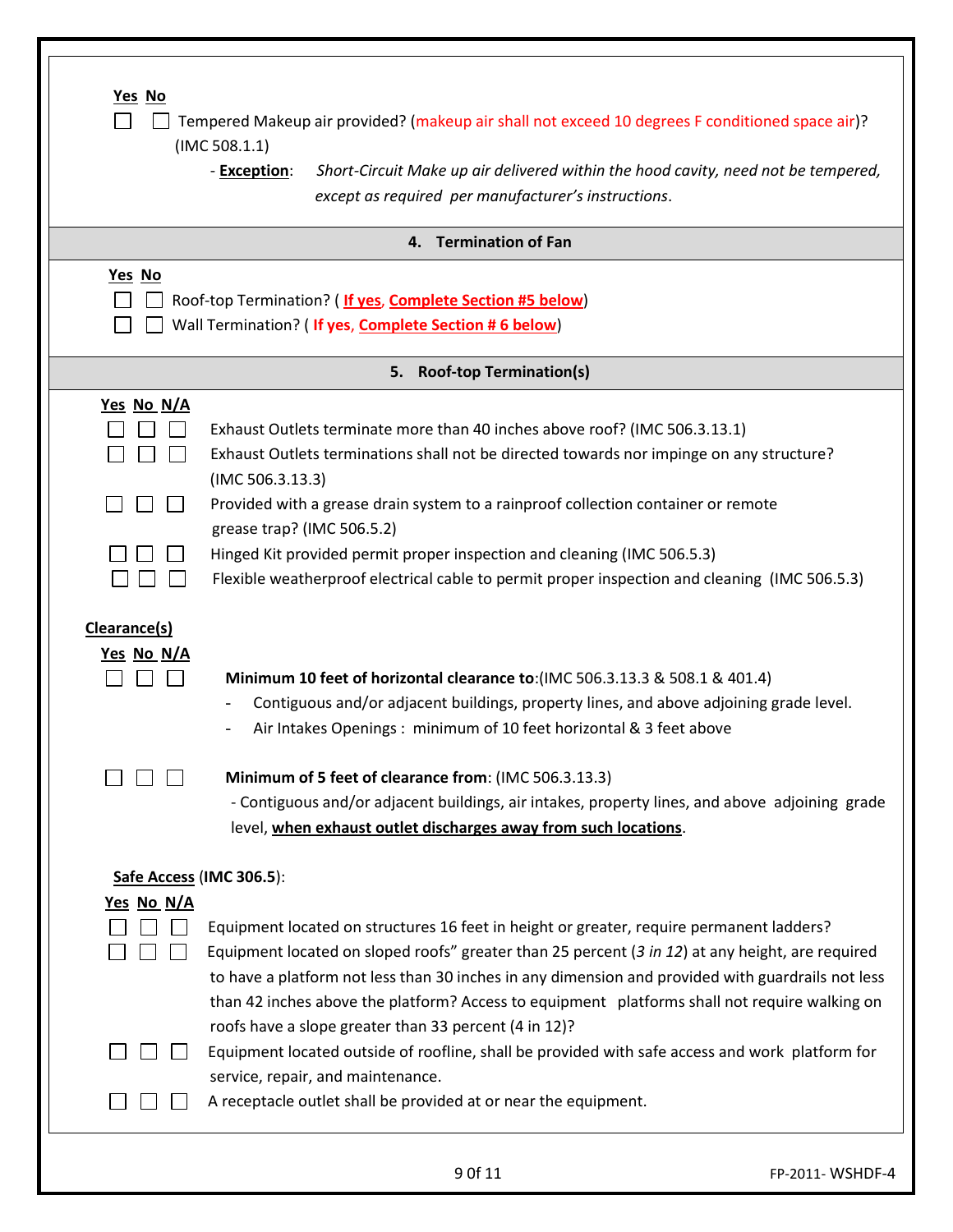| Yes | No | |
|---|---|---|
| ☐ | ☐ | Tempered Makeup air provided? (makeup air shall not exceed 10 degrees F conditioned space air)? (IMC 508.1.1)<br>- **Exception**: *Short-Circuit Make up air delivered within the hood cavity, need not be tempered, except as required per manufacturer's instructions*. |

## 4. Termination of Fan

| Yes | No | |
|---|---|---|
| ☐ | ☐ | Roof-top Termination? ( **If yes**, **Complete Section #5 below**) |
| ☐ | ☐ | Wall Termination? ( **If yes**, **Complete Section # 6 below**) |

## 5. Roof-top Termination(s)

| Yes | No | N/A | |
|---|---|---|---|
| ☐ | ☐ | ☐ | Exhaust Outlets terminate more than 40 inches above roof? (IMC 506.3.13.1) |
| ☐ | ☐ | ☐ | Exhaust Outlets terminations shall not be directed towards nor impinge on any structure? (IMC 506.3.13.3) |
| ☐ | ☐ | ☐ | Provided with a grease drain system to a rainproof collection container or remote grease trap? (IMC 506.5.2) |
| ☐ | ☐ | ☐ | Hinged Kit provided permit proper inspection and cleaning (IMC 506.5.3) |
| ☐ | ☐ | ☐ | Flexible weatherproof electrical cable to permit proper inspection and cleaning (IMC 506.5.3) |

**Clearance(s)**

| Yes | No | N/A | |
|---|---|---|---|
| ☐ | ☐ | ☐ | **Minimum 10 feet of horizontal clearance to**:(IMC 506.3.13.3 & 508.1 & 401.4)<br>- Contiguous and/or adjacent buildings, property lines, and above adjoining grade level.<br>- Air Intakes Openings : minimum of 10 feet horizontal & 3 feet above |
| ☐ | ☐ | ☐ | **Minimum of 5 feet of clearance from**: (IMC 506.3.13.3)<br>- Contiguous and/or adjacent buildings, air intakes, property lines, and above adjoining grade level, **when exhaust outlet discharges away from such locations**. |

**Safe Access** (**IMC 306.5**):

| Yes | No | N/A | |
|---|---|---|---|
| ☐ | ☐ | ☐ | Equipment located on structures 16 feet in height or greater, require permanent ladders? |
| ☐ | ☐ | ☐ | Equipment located on sloped roofs" greater than 25 percent (*3 in 12*) at any height, are required to have a platform not less than 30 inches in any dimension and provided with guardrails not less than 42 inches above the platform? Access to equipment platforms shall not require walking on roofs have a slope greater than 33 percent (4 in 12)? |
| ☐ | ☐ | ☐ | Equipment located outside of roofline, shall be provided with safe access and work platform for service, repair, and maintenance. |
| ☐ | ☐ | ☐ | A receptacle outlet shall be provided at or near the equipment. |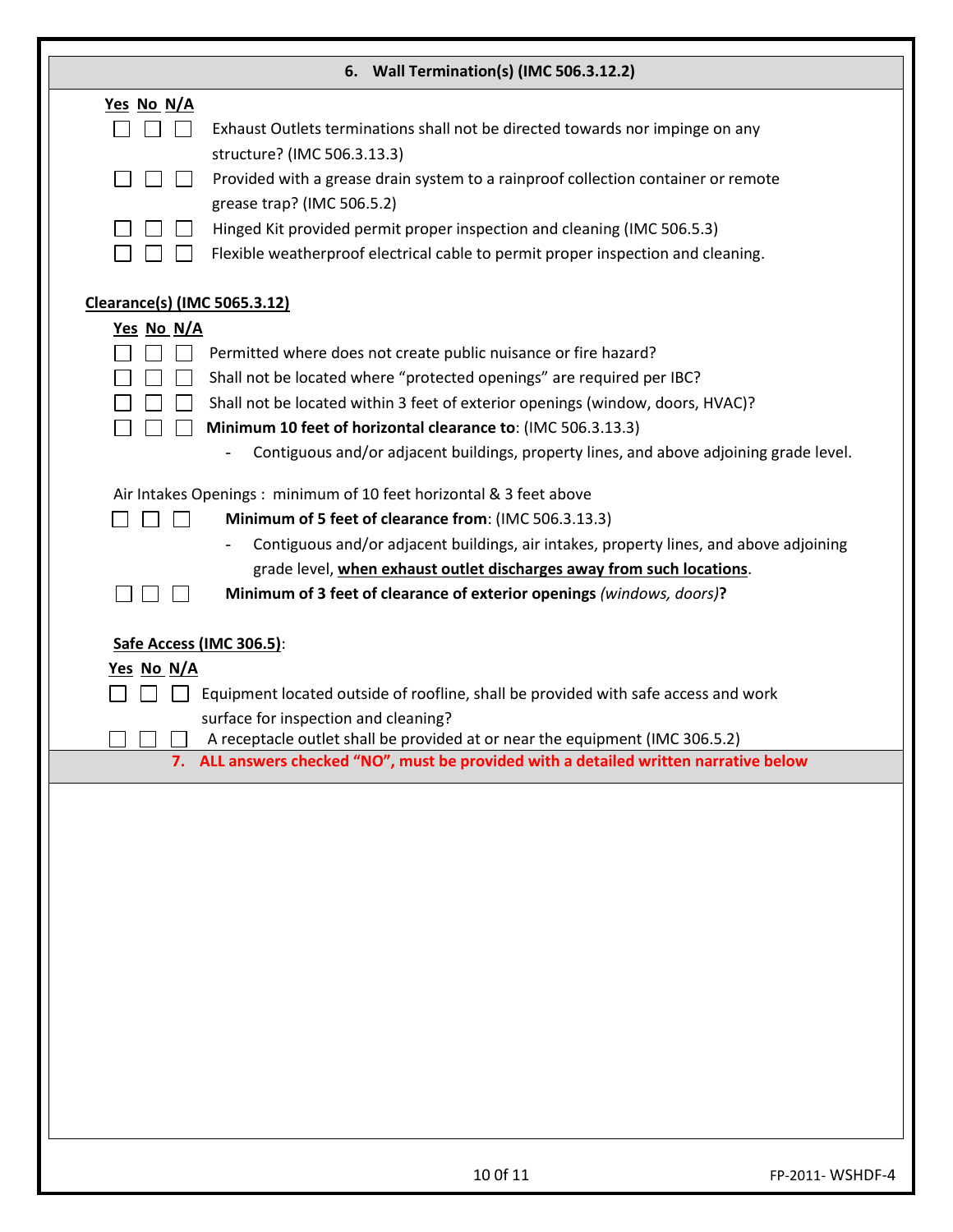## 6. Wall Termination(s) (IMC 506.3.12.2)

| Yes | No | N/A | |
|---|---|---|---|
| ☐ | ☐ | ☐ | Exhaust Outlets terminations shall not be directed towards nor impinge on any structure? (IMC 506.3.13.3) |
| ☐ | ☐ | ☐ | Provided with a grease drain system to a rainproof collection container or remote grease trap? (IMC 506.5.2) |
| ☐ | ☐ | ☐ | Hinged Kit provided permit proper inspection and cleaning (IMC 506.5.3) |
| ☐ | ☐ | ☐ | Flexible weatherproof electrical cable to permit proper inspection and cleaning. |

**Clearance(s) (IMC 5065.3.12)**

| Yes | No | N/A | |
|---|---|---|---|
| ☐ | ☐ | ☐ | Permitted where does not create public nuisance or fire hazard? |
| ☐ | ☐ | ☐ | Shall not be located where "protected openings" are required per IBC? |
| ☐ | ☐ | ☐ | Shall not be located within 3 feet of exterior openings (window, doors, HVAC)? |
| ☐ | ☐ | ☐ | **Minimum 10 feet of horizontal clearance to**: (IMC 506.3.13.3)<br>- Contiguous and/or adjacent buildings, property lines, and above adjoining grade level. |

Air Intakes Openings : minimum of 10 feet horizontal & 3 feet above

| Yes | No | N/A | |
|---|---|---|---|
| ☐ | ☐ | ☐ | **Minimum of 5 feet of clearance from**: (IMC 506.3.13.3)<br>- Contiguous and/or adjacent buildings, air intakes, property lines, and above adjoining grade level, **when exhaust outlet discharges away from such locations**. |
| ☐ | ☐ | ☐ | **Minimum of 3 feet of clearance of exterior openings** *(windows, doors)***?** |

**Safe Access (IMC 306.5)**:

| Yes | No | N/A | |
|---|---|---|---|
| ☐ | ☐ | ☐ | Equipment located outside of roofline, shall be provided with safe access and work surface for inspection and cleaning? |
| ☐ | ☐ | ☐ | A receptacle outlet shall be provided at or near the equipment (IMC 306.5.2) |

## 7. ALL answers checked "NO", must be provided with a detailed written narrative below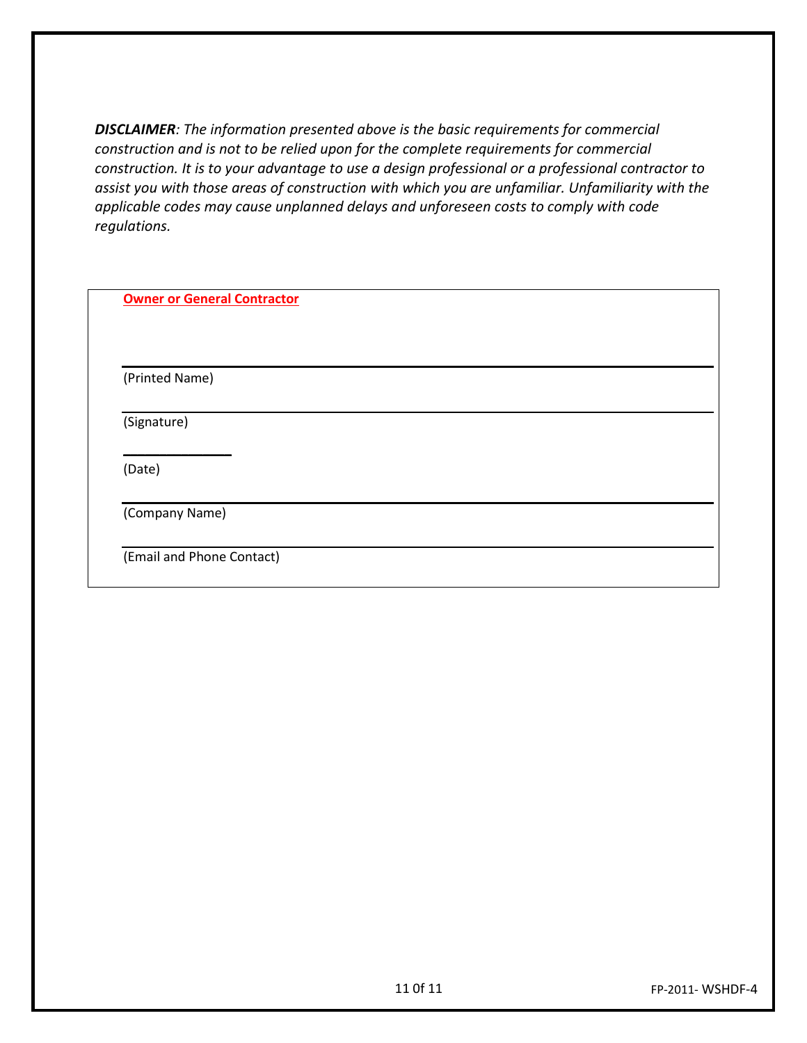***DISCLAIMER**: The information presented above is the basic requirements for commercial construction and is not to be relied upon for the complete requirements for commercial construction. It is to your advantage to use a design professional or a professional contractor to assist you with those areas of construction with which you are unfamiliar. Unfamiliarity with the applicable codes may cause unplanned delays and unforeseen costs to comply with code regulations.*

**Owner or General Contractor**

______________________________________________

(Printed Name)

______________________________________________

(Signature)

______________

(Date)

______________________________________________

(Company Name)

______________________________________________

(Email and Phone Contact)